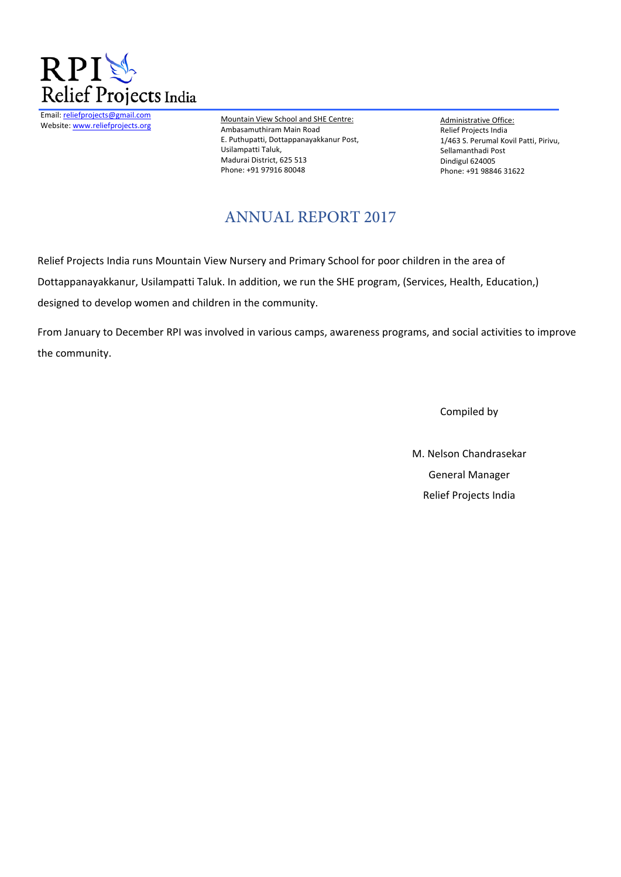RPI
Relief Projects India

Email: reliefprojects@gmail.com
Website: www.reliefprojects.org

Mountain View School and SHE Centre:
Ambasamuthiram Main Road
E. Puthupatti, Dottappanayakkanur Post,
Usilampatti Taluk,
Madurai District, 625 513
Phone: +91 97916 80048

Administrative Office:
Relief Projects India
1/463 S. Perumal Kovil Patti, Pirivu,
Sellamanthadi Post
Dindigul 624005
Phone: +91 98846 31622

# ANNUAL REPORT 2017

Relief Projects India runs Mountain View Nursery and Primary School for poor children in the area of Dottappanayakkanur, Usilampatti Taluk. In addition, we run the SHE program, (Services, Health, Education,) designed to develop women and children in the community.

From January to December RPI was involved in various camps, awareness programs, and social activities to improve the community.

Compiled by

M. Nelson Chandrasekar
General Manager
Relief Projects India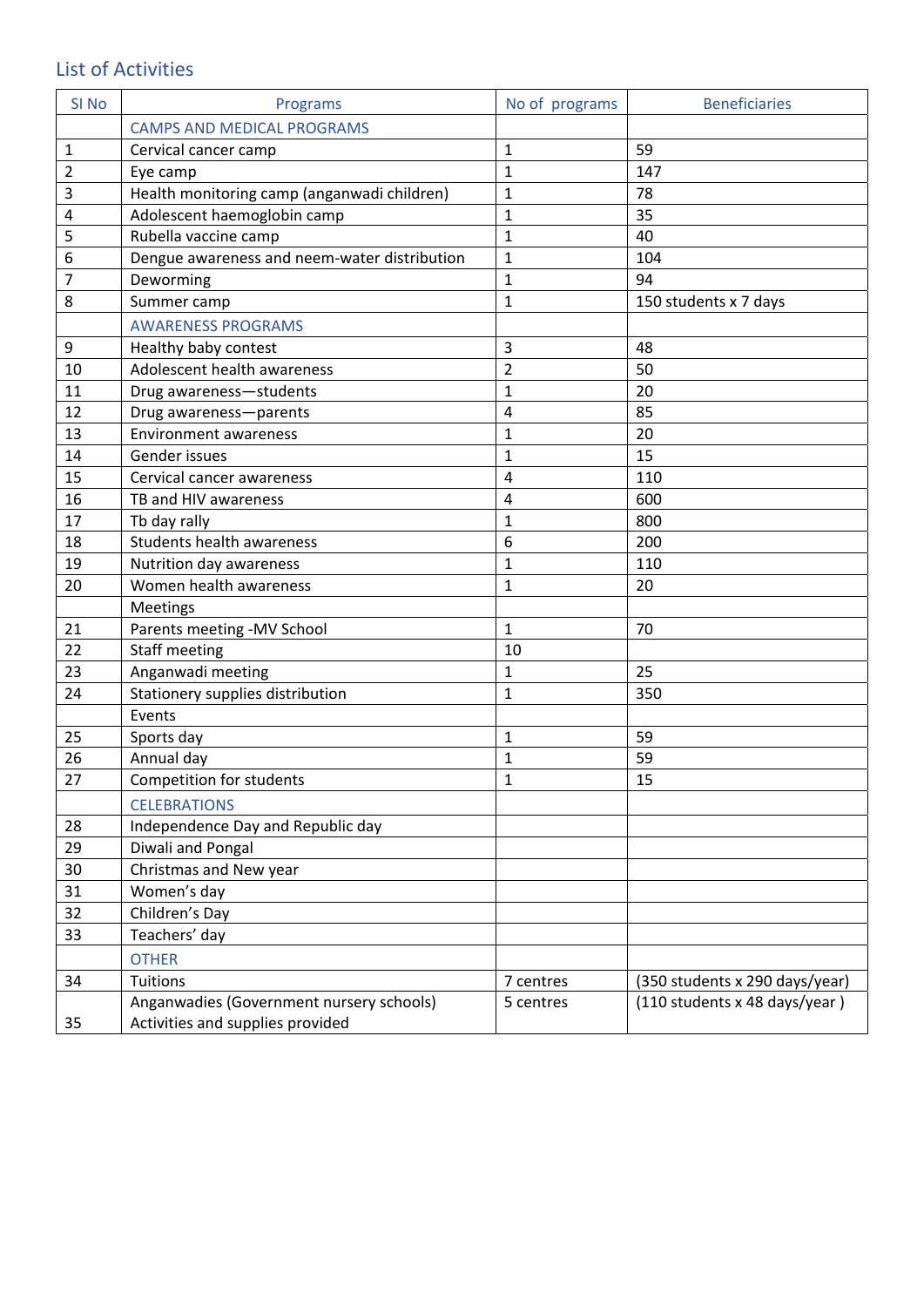## List of Activities

| Sl No | Programs | No of programs | Beneficiaries |
|---|---|---|---|
| | CAMPS AND MEDICAL PROGRAMS | | |
| 1 | Cervical cancer camp | 1 | 59 |
| 2 | Eye camp | 1 | 147 |
| 3 | Health monitoring camp (anganwadi children) | 1 | 78 |
| 4 | Adolescent haemoglobin camp | 1 | 35 |
| 5 | Rubella vaccine camp | 1 | 40 |
| 6 | Dengue awareness and neem-water distribution | 1 | 104 |
| 7 | Deworming | 1 | 94 |
| 8 | Summer camp | 1 | 150 students x 7 days |
| | AWARENESS PROGRAMS | | |
| 9 | Healthy baby contest | 3 | 48 |
| 10 | Adolescent health awareness | 2 | 50 |
| 11 | Drug awareness—students | 1 | 20 |
| 12 | Drug awareness—parents | 4 | 85 |
| 13 | Environment awareness | 1 | 20 |
| 14 | Gender issues | 1 | 15 |
| 15 | Cervical cancer awareness | 4 | 110 |
| 16 | TB and HIV awareness | 4 | 600 |
| 17 | Tb day rally | 1 | 800 |
| 18 | Students health awareness | 6 | 200 |
| 19 | Nutrition day awareness | 1 | 110 |
| 20 | Women health awareness | 1 | 20 |
| | Meetings | | |
| 21 | Parents meeting -MV School | 1 | 70 |
| 22 | Staff meeting | 10 | |
| 23 | Anganwadi meeting | 1 | 25 |
| 24 | Stationery supplies distribution | 1 | 350 |
| | Events | | |
| 25 | Sports day | 1 | 59 |
| 26 | Annual day | 1 | 59 |
| 27 | Competition for students | 1 | 15 |
| | CELEBRATIONS | | |
| 28 | Independence Day and Republic day | | |
| 29 | Diwali and Pongal | | |
| 30 | Christmas and New year | | |
| 31 | Women's day | | |
| 32 | Children's Day | | |
| 33 | Teachers' day | | |
| | OTHER | | |
| 34 | Tuitions | 7 centres | (350 students x 290 days/year) |
| 35 | Anganwadies (Government nursery schools) Activities and supplies provided | 5 centres | (110 students x 48 days/year ) |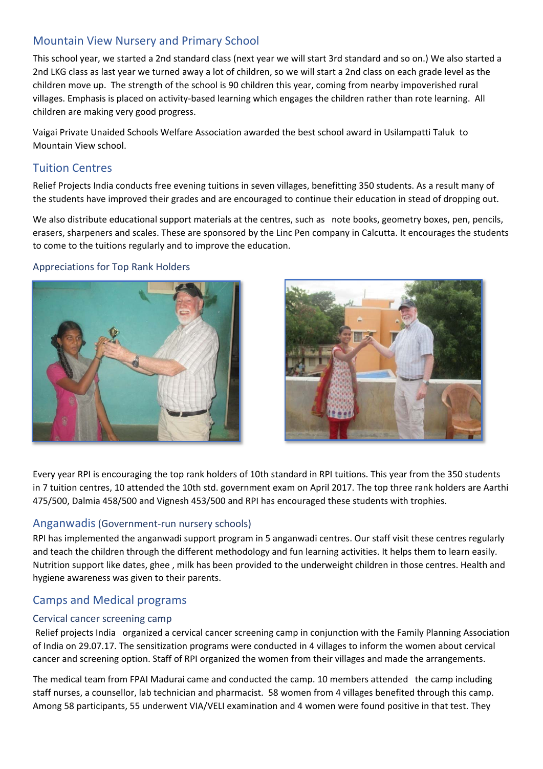## Mountain View Nursery and Primary School

This school year, we started a 2nd standard class (next year we will start 3rd standard and so on.) We also started a 2nd LKG class as last year we turned away a lot of children, so we will start a 2nd class on each grade level as the children move up. The strength of the school is 90 children this year, coming from nearby impoverished rural villages. Emphasis is placed on activity-based learning which engages the children rather than rote learning. All children are making very good progress.

Vaigai Private Unaided Schools Welfare Association awarded the best school award in Usilampatti Taluk to Mountain View school.

## Tuition Centres

Relief Projects India conducts free evening tuitions in seven villages, benefitting 350 students. As a result many of the students have improved their grades and are encouraged to continue their education in stead of dropping out.

We also distribute educational support materials at the centres, such as note books, geometry boxes, pen, pencils, erasers, sharpeners and scales. These are sponsored by the Linc Pen company in Calcutta. It encourages the students to come to the tuitions regularly and to improve the education.

### Appreciations for Top Rank Holders

Every year RPI is encouraging the top rank holders of 10th standard in RPI tuitions. This year from the 350 students in 7 tuition centres, 10 attended the 10th std. government exam on April 2017. The top three rank holders are Aarthi 475/500, Dalmia 458/500 and Vignesh 453/500 and RPI has encouraged these students with trophies.

## Anganwadis (Government-run nursery schools)

RPI has implemented the anganwadi support program in 5 anganwadi centres. Our staff visit these centres regularly and teach the children through the different methodology and fun learning activities. It helps them to learn easily. Nutrition support like dates, ghee , milk has been provided to the underweight children in those centres. Health and hygiene awareness was given to their parents.

## Camps and Medical programs

### Cervical cancer screening camp

Relief projects India organized a cervical cancer screening camp in conjunction with the Family Planning Association of India on 29.07.17. The sensitization programs were conducted in 4 villages to inform the women about cervical cancer and screening option. Staff of RPI organized the women from their villages and made the arrangements.

The medical team from FPAI Madurai came and conducted the camp. 10 members attended the camp including staff nurses, a counsellor, lab technician and pharmacist. 58 women from 4 villages benefited through this camp. Among 58 participants, 55 underwent VIA/VELI examination and 4 women were found positive in that test. They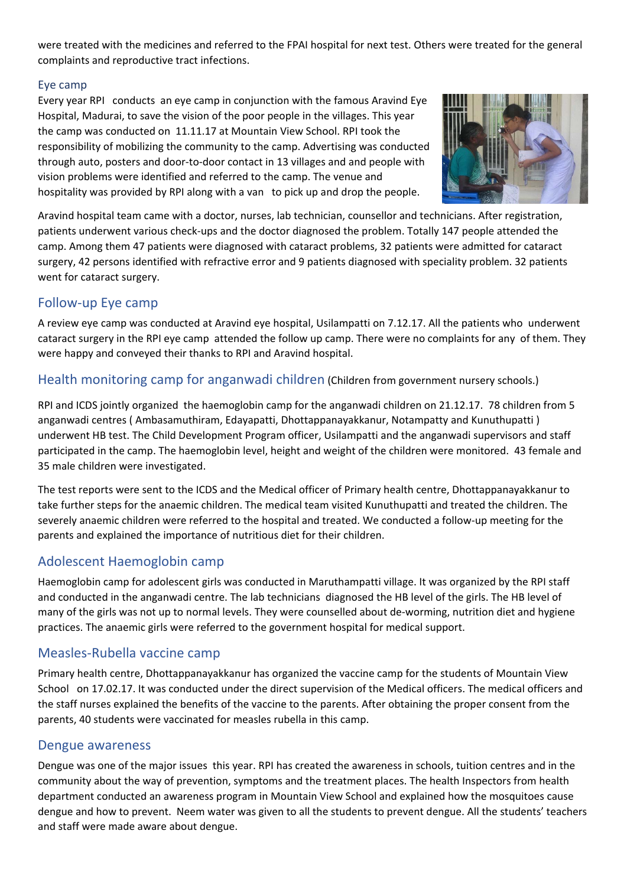were treated with the medicines and referred to the FPAI hospital for next test. Others were treated for the general complaints and reproductive tract infections.

### Eye camp

Every year RPI conducts an eye camp in conjunction with the famous Aravind Eye Hospital, Madurai, to save the vision of the poor people in the villages. This year the camp was conducted on 11.11.17 at Mountain View School. RPI took the responsibility of mobilizing the community to the camp. Advertising was conducted through auto, posters and door-to-door contact in 13 villages and and people with vision problems were identified and referred to the camp. The venue and hospitality was provided by RPI along with a van to pick up and drop the people.

Aravind hospital team came with a doctor, nurses, lab technician, counsellor and technicians. After registration, patients underwent various check-ups and the doctor diagnosed the problem. Totally 147 people attended the camp. Among them 47 patients were diagnosed with cataract problems, 32 patients were admitted for cataract surgery, 42 persons identified with refractive error and 9 patients diagnosed with speciality problem. 32 patients went for cataract surgery.

## Follow-up Eye camp

A review eye camp was conducted at Aravind eye hospital, Usilampatti on 7.12.17. All the patients who underwent cataract surgery in the RPI eye camp attended the follow up camp. There were no complaints for any of them. They were happy and conveyed their thanks to RPI and Aravind hospital.

## Health monitoring camp for anganwadi children (Children from government nursery schools.)

RPI and ICDS jointly organized the haemoglobin camp for the anganwadi children on 21.12.17. 78 children from 5 anganwadi centres ( Ambasamuthiram, Edayapatti, Dhottappanayakkanur, Notampatty and Kunuthupatti ) underwent HB test. The Child Development Program officer, Usilampatti and the anganwadi supervisors and staff participated in the camp. The haemoglobin level, height and weight of the children were monitored. 43 female and 35 male children were investigated.

The test reports were sent to the ICDS and the Medical officer of Primary health centre, Dhottappanayakkanur to take further steps for the anaemic children. The medical team visited Kunuthupatti and treated the children. The severely anaemic children were referred to the hospital and treated. We conducted a follow-up meeting for the parents and explained the importance of nutritious diet for their children.

## Adolescent Haemoglobin camp

Haemoglobin camp for adolescent girls was conducted in Maruthampatti village. It was organized by the RPI staff and conducted in the anganwadi centre. The lab technicians diagnosed the HB level of the girls. The HB level of many of the girls was not up to normal levels. They were counselled about de-worming, nutrition diet and hygiene practices. The anaemic girls were referred to the government hospital for medical support.

## Measles-Rubella vaccine camp

Primary health centre, Dhottappanayakkanur has organized the vaccine camp for the students of Mountain View School on 17.02.17. It was conducted under the direct supervision of the Medical officers. The medical officers and the staff nurses explained the benefits of the vaccine to the parents. After obtaining the proper consent from the parents, 40 students were vaccinated for measles rubella in this camp.

## Dengue awareness

Dengue was one of the major issues this year. RPI has created the awareness in schools, tuition centres and in the community about the way of prevention, symptoms and the treatment places. The health Inspectors from health department conducted an awareness program in Mountain View School and explained how the mosquitoes cause dengue and how to prevent. Neem water was given to all the students to prevent dengue. All the students' teachers and staff were made aware about dengue.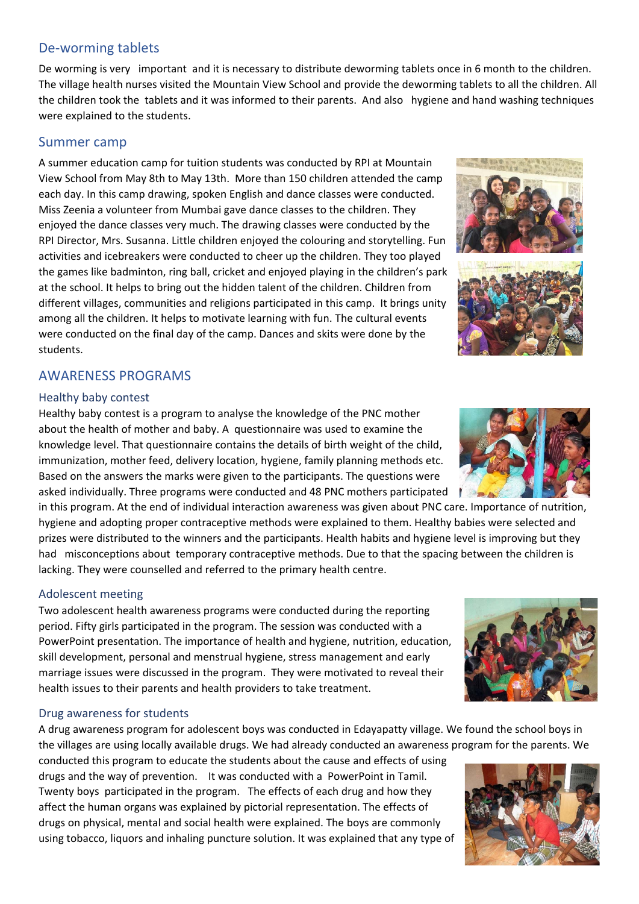## De-worming tablets

De worming is very important and it is necessary to distribute deworming tablets once in 6 month to the children. The village health nurses visited the Mountain View School and provide the deworming tablets to all the children. All the children took the tablets and it was informed to their parents. And also hygiene and hand washing techniques were explained to the students.

## Summer camp

A summer education camp for tuition students was conducted by RPI at Mountain View School from May 8th to May 13th. More than 150 children attended the camp each day. In this camp drawing, spoken English and dance classes were conducted. Miss Zeenia a volunteer from Mumbai gave dance classes to the children. They enjoyed the dance classes very much. The drawing classes were conducted by the RPI Director, Mrs. Susanna. Little children enjoyed the colouring and storytelling. Fun activities and icebreakers were conducted to cheer up the children. They too played the games like badminton, ring ball, cricket and enjoyed playing in the children's park at the school. It helps to bring out the hidden talent of the children. Children from different villages, communities and religions participated in this camp. It brings unity among all the children. It helps to motivate learning with fun. The cultural events were conducted on the final day of the camp. Dances and skits were done by the students.

## AWARENESS PROGRAMS

### Healthy baby contest

Healthy baby contest is a program to analyse the knowledge of the PNC mother about the health of mother and baby. A questionnaire was used to examine the knowledge level. That questionnaire contains the details of birth weight of the child, immunization, mother feed, delivery location, hygiene, family planning methods etc. Based on the answers the marks were given to the participants. The questions were asked individually. Three programs were conducted and 48 PNC mothers participated in this program. At the end of individual interaction awareness was given about PNC care. Importance of nutrition, hygiene and adopting proper contraceptive methods were explained to them. Healthy babies were selected and prizes were distributed to the winners and the participants. Health habits and hygiene level is improving but they had misconceptions about temporary contraceptive methods. Due to that the spacing between the children is lacking. They were counselled and referred to the primary health centre.

### Adolescent meeting

Two adolescent health awareness programs were conducted during the reporting period. Fifty girls participated in the program. The session was conducted with a PowerPoint presentation. The importance of health and hygiene, nutrition, education, skill development, personal and menstrual hygiene, stress management and early marriage issues were discussed in the program. They were motivated to reveal their health issues to their parents and health providers to take treatment.

### Drug awareness for students

A drug awareness program for adolescent boys was conducted in Edayapatty village. We found the school boys in the villages are using locally available drugs. We had already conducted an awareness program for the parents. We conducted this program to educate the students about the cause and effects of using drugs and the way of prevention. It was conducted with a PowerPoint in Tamil. Twenty boys participated in the program. The effects of each drug and how they affect the human organs was explained by pictorial representation. The effects of drugs on physical, mental and social health were explained. The boys are commonly using tobacco, liquors and inhaling puncture solution. It was explained that any type of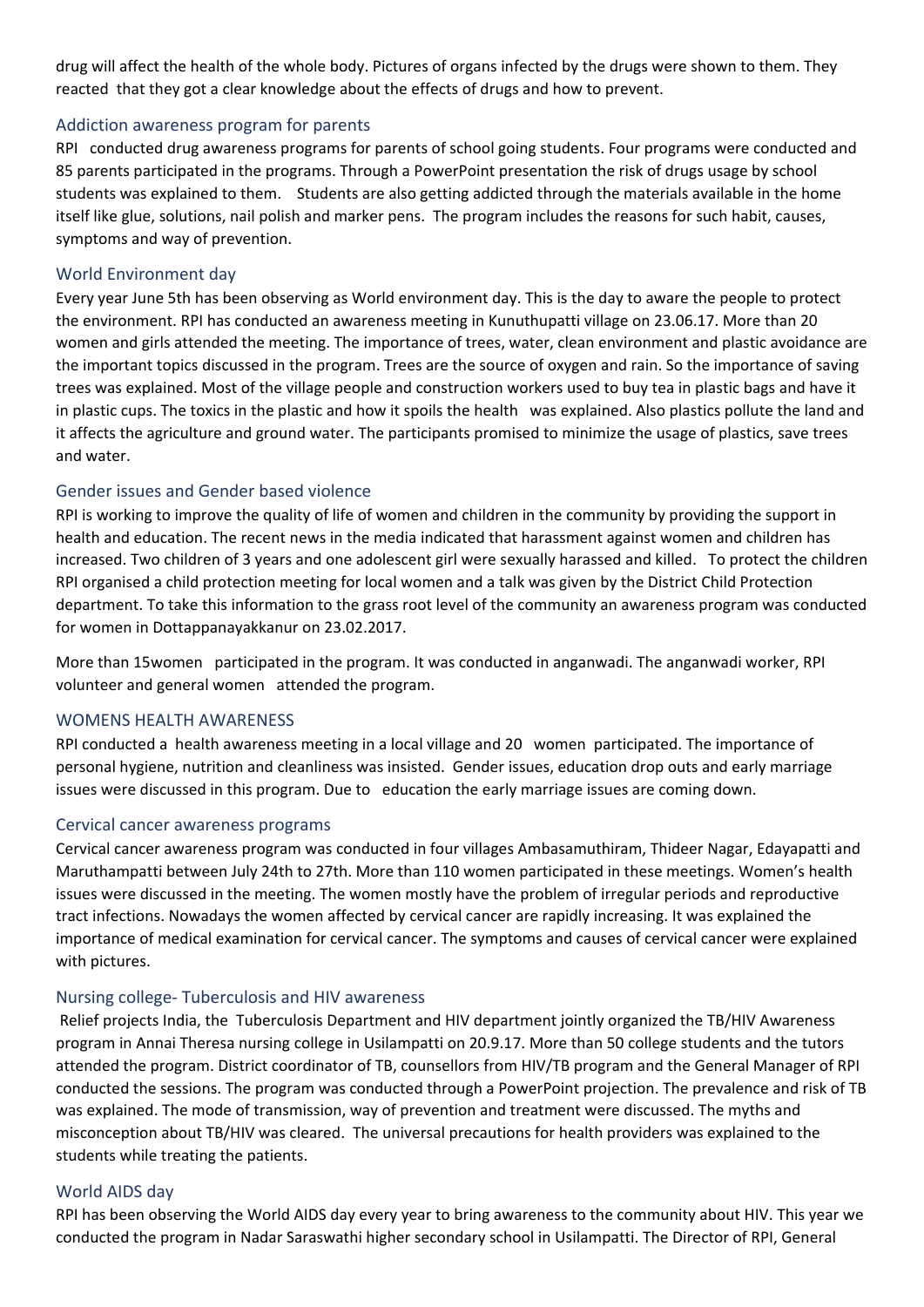drug will affect the health of the whole body. Pictures of organs infected by the drugs were shown to them. They reacted that they got a clear knowledge about the effects of drugs and how to prevent.

## Addiction awareness program for parents

RPI conducted drug awareness programs for parents of school going students. Four programs were conducted and 85 parents participated in the programs. Through a PowerPoint presentation the risk of drugs usage by school students was explained to them. Students are also getting addicted through the materials available in the home itself like glue, solutions, nail polish and marker pens. The program includes the reasons for such habit, causes, symptoms and way of prevention.

## World Environment day

Every year June 5th has been observing as World environment day. This is the day to aware the people to protect the environment. RPI has conducted an awareness meeting in Kunuthupatti village on 23.06.17. More than 20 women and girls attended the meeting. The importance of trees, water, clean environment and plastic avoidance are the important topics discussed in the program. Trees are the source of oxygen and rain. So the importance of saving trees was explained. Most of the village people and construction workers used to buy tea in plastic bags and have it in plastic cups. The toxics in the plastic and how it spoils the health was explained. Also plastics pollute the land and it affects the agriculture and ground water. The participants promised to minimize the usage of plastics, save trees and water.

## Gender issues and Gender based violence

RPI is working to improve the quality of life of women and children in the community by providing the support in health and education. The recent news in the media indicated that harassment against women and children has increased. Two children of 3 years and one adolescent girl were sexually harassed and killed. To protect the children RPI organised a child protection meeting for local women and a talk was given by the District Child Protection department. To take this information to the grass root level of the community an awareness program was conducted for women in Dottappanayakkanur on 23.02.2017.

More than 15women participated in the program. It was conducted in anganwadi. The anganwadi worker, RPI volunteer and general women attended the program.

## WOMENS HEALTH AWARENESS

RPI conducted a health awareness meeting in a local village and 20 women participated. The importance of personal hygiene, nutrition and cleanliness was insisted. Gender issues, education drop outs and early marriage issues were discussed in this program. Due to education the early marriage issues are coming down.

## Cervical cancer awareness programs

Cervical cancer awareness program was conducted in four villages Ambasamuthiram, Thideer Nagar, Edayapatti and Maruthampatti between July 24th to 27th. More than 110 women participated in these meetings. Women's health issues were discussed in the meeting. The women mostly have the problem of irregular periods and reproductive tract infections. Nowadays the women affected by cervical cancer are rapidly increasing. It was explained the importance of medical examination for cervical cancer. The symptoms and causes of cervical cancer were explained with pictures.

## Nursing college- Tuberculosis and HIV awareness

Relief projects India, the Tuberculosis Department and HIV department jointly organized the TB/HIV Awareness program in Annai Theresa nursing college in Usilampatti on 20.9.17. More than 50 college students and the tutors attended the program. District coordinator of TB, counsellors from HIV/TB program and the General Manager of RPI conducted the sessions. The program was conducted through a PowerPoint projection. The prevalence and risk of TB was explained. The mode of transmission, way of prevention and treatment were discussed. The myths and misconception about TB/HIV was cleared. The universal precautions for health providers was explained to the students while treating the patients.

## World AIDS day

RPI has been observing the World AIDS day every year to bring awareness to the community about HIV. This year we conducted the program in Nadar Saraswathi higher secondary school in Usilampatti. The Director of RPI, General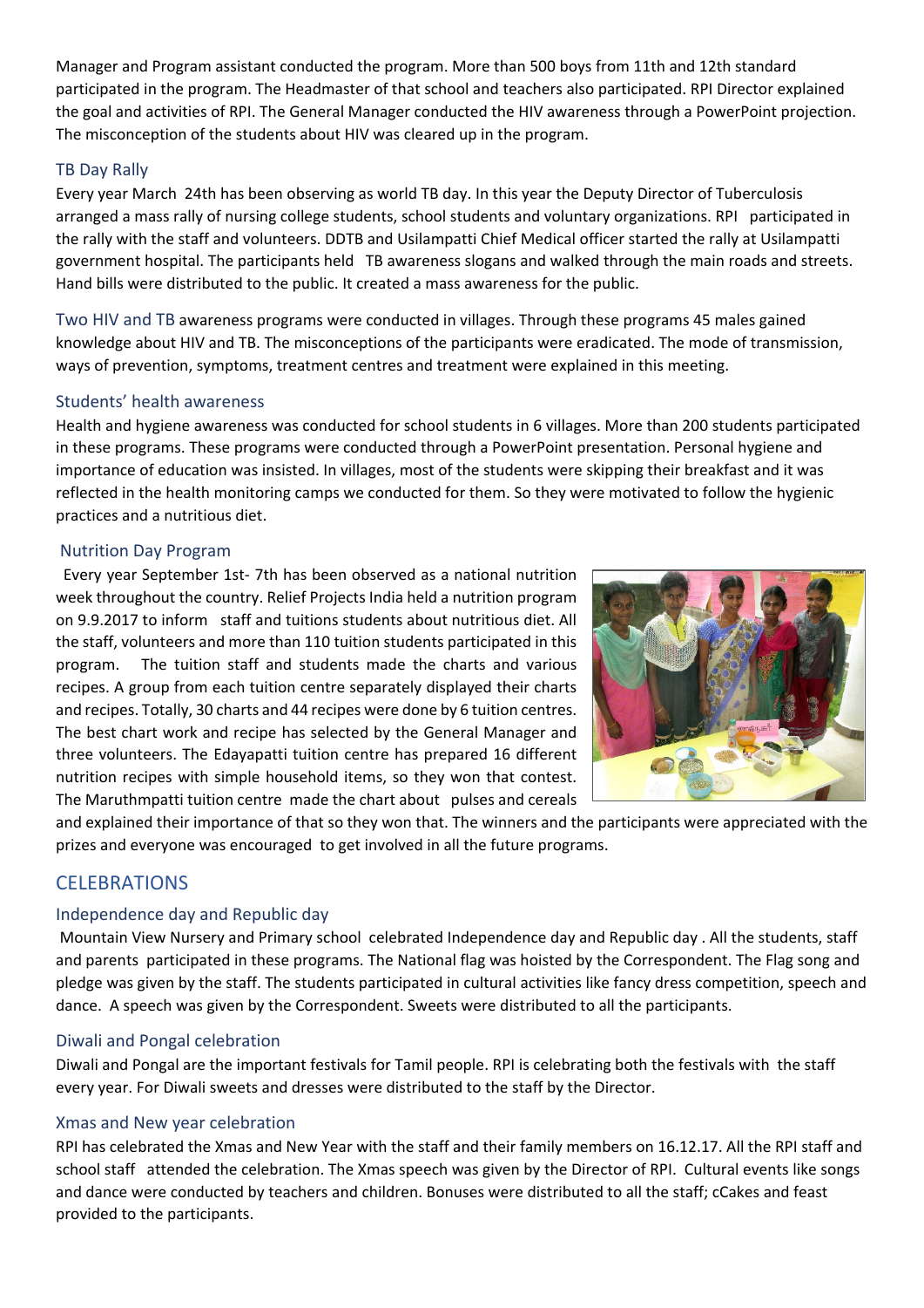Manager and Program assistant conducted the program. More than 500 boys from 11th and 12th standard participated in the program. The Headmaster of that school and teachers also participated. RPI Director explained the goal and activities of RPI. The General Manager conducted the HIV awareness through a PowerPoint projection. The misconception of the students about HIV was cleared up in the program.

### TB Day Rally

Every year March 24th has been observing as world TB day. In this year the Deputy Director of Tuberculosis arranged a mass rally of nursing college students, school students and voluntary organizations. RPI participated in the rally with the staff and volunteers. DDTB and Usilampatti Chief Medical officer started the rally at Usilampatti government hospital. The participants held TB awareness slogans and walked through the main roads and streets. Hand bills were distributed to the public. It created a mass awareness for the public.

Two HIV and TB awareness programs were conducted in villages. Through these programs 45 males gained knowledge about HIV and TB. The misconceptions of the participants were eradicated. The mode of transmission, ways of prevention, symptoms, treatment centres and treatment were explained in this meeting.

### Students' health awareness

Health and hygiene awareness was conducted for school students in 6 villages. More than 200 students participated in these programs. These programs were conducted through a PowerPoint presentation. Personal hygiene and importance of education was insisted. In villages, most of the students were skipping their breakfast and it was reflected in the health monitoring camps we conducted for them. So they were motivated to follow the hygienic practices and a nutritious diet.

### Nutrition Day Program

Every year September 1st- 7th has been observed as a national nutrition week throughout the country. Relief Projects India held a nutrition program on 9.9.2017 to inform staff and tuitions students about nutritious diet. All the staff, volunteers and more than 110 tuition students participated in this program. The tuition staff and students made the charts and various recipes. A group from each tuition centre separately displayed their charts and recipes. Totally, 30 charts and 44 recipes were done by 6 tuition centres. The best chart work and recipe has selected by the General Manager and three volunteers. The Edayapatti tuition centre has prepared 16 different nutrition recipes with simple household items, so they won that contest. The Maruthmpatti tuition centre made the chart about pulses and cereals and explained their importance of that so they won that. The winners and the participants were appreciated with the prizes and everyone was encouraged to get involved in all the future programs.

## CELEBRATIONS

### Independence day and Republic day

Mountain View Nursery and Primary school celebrated Independence day and Republic day . All the students, staff and parents participated in these programs. The National flag was hoisted by the Correspondent. The Flag song and pledge was given by the staff. The students participated in cultural activities like fancy dress competition, speech and dance. A speech was given by the Correspondent. Sweets were distributed to all the participants.

### Diwali and Pongal celebration

Diwali and Pongal are the important festivals for Tamil people. RPI is celebrating both the festivals with the staff every year. For Diwali sweets and dresses were distributed to the staff by the Director.

### Xmas and New year celebration

RPI has celebrated the Xmas and New Year with the staff and their family members on 16.12.17. All the RPI staff and school staff attended the celebration. The Xmas speech was given by the Director of RPI. Cultural events like songs and dance were conducted by teachers and children. Bonuses were distributed to all the staff; cCakes and feast provided to the participants.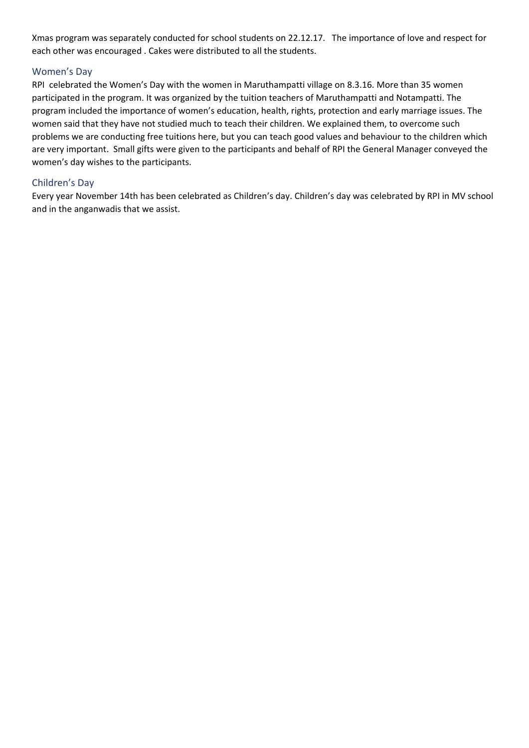Xmas program was separately conducted for school students on 22.12.17. The importance of love and respect for each other was encouraged . Cakes were distributed to all the students.

## Women's Day

RPI celebrated the Women's Day with the women in Maruthampatti village on 8.3.16. More than 35 women participated in the program. It was organized by the tuition teachers of Maruthampatti and Notampatti. The program included the importance of women's education, health, rights, protection and early marriage issues. The women said that they have not studied much to teach their children. We explained them, to overcome such problems we are conducting free tuitions here, but you can teach good values and behaviour to the children which are very important. Small gifts were given to the participants and behalf of RPI the General Manager conveyed the women's day wishes to the participants.

## Children's Day

Every year November 14th has been celebrated as Children's day. Children's day was celebrated by RPI in MV school and in the anganwadis that we assist.